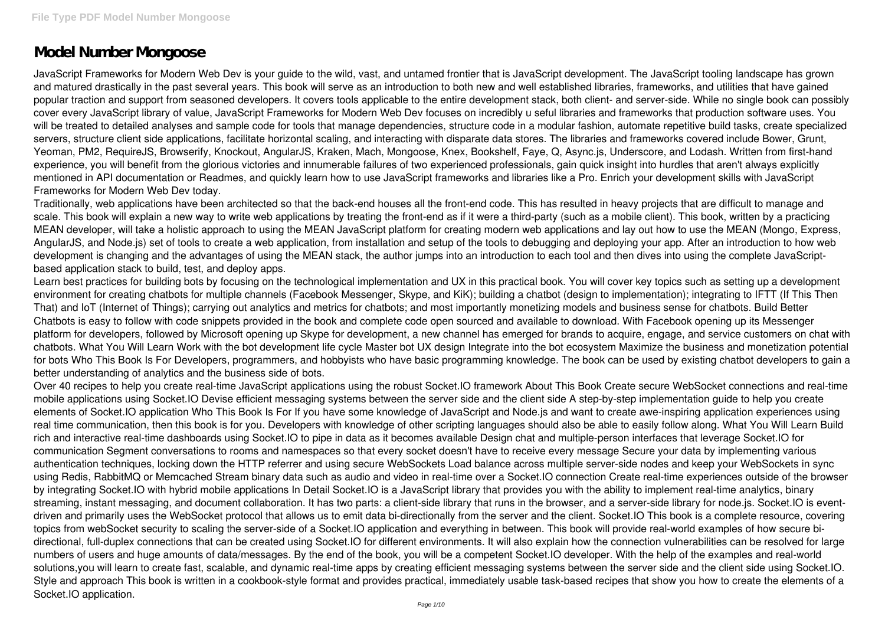# Model Number Mongoose

JavaScript Frameworks for Modern Web Dev is your guide to the wild, vast, and untamed frontier that is JavaScript development. The JavaScript tooling landscape has grown and matured drastically in the past several years. This book will serve as an introduction to both new and well established libraries, frameworks, and utilities that have gained popular traction and support from seasoned developers. It covers tools applicable to the entire development stack, both client- and server-side. While no single book can possibly cover every JavaScript library of value, JavaScript Frameworks for Modern Web Dev focuses on incredibly u seful libraries and frameworks that production software uses. You will be treated to detailed analyses and sample code for tools that manage dependencies, structure code in a modular fashion, automate repetitive build tasks, create specialized servers, structure client side applications, facilitate horizontal scaling, and interacting with disparate data stores. The libraries and frameworks covered include Bower, Grunt, Yeoman, PM2, RequireJS, Browserify, Knockout, AngularJS, Kraken, Mach, Mongoose, Knex, Bookshelf, Faye, Q, Async.js, Underscore, and Lodash. Written from first-hand experience, you will benefit from the glorious victories and innumerable failures of two experienced professionals, gain quick insight into hurdles that aren't always explicitly mentioned in API documentation or Readmes, and quickly learn how to use JavaScript frameworks and libraries like a Pro. Enrich your development skills with JavaScript Frameworks for Modern Web Dev today.

Traditionally, web applications have been architected so that the back-end houses all the front-end code. This has resulted in heavy projects that are difficult to manage and scale. This book will explain a new way to write web applications by treating the front-end as if it were a third-party (such as a mobile client). This book, written by a practicing MEAN developer, will take a holistic approach to using the MEAN JavaScript platform for creating modern web applications and lay out how to use the MEAN (Mongo, Express, AngularJS, and Node.js) set of tools to create a web application, from installation and setup of the tools to debugging and deploying your app. After an introduction to how web development is changing and the advantages of using the MEAN stack, the author jumps into an introduction to each tool and then dives into using the complete JavaScript-based application stack to build, test, and deploy apps.

Learn best practices for building bots by focusing on the technological implementation and UX in this practical book. You will cover key topics such as setting up a development environment for creating chatbots for multiple channels (Facebook Messenger, Skype, and KiK); building a chatbot (design to implementation); integrating to IFTT (If This Then That) and IoT (Internet of Things); carrying out analytics and metrics for chatbots; and most importantly monetizing models and business sense for chatbots. Build Better Chatbots is easy to follow with code snippets provided in the book and complete code open sourced and available to download. With Facebook opening up its Messenger platform for developers, followed by Microsoft opening up Skype for development, a new channel has emerged for brands to acquire, engage, and service customers on chat with chatbots. What You Will Learn Work with the bot development life cycle Master bot UX design Integrate into the bot ecosystem Maximize the business and monetization potential for bots Who This Book Is For Developers, programmers, and hobbyists who have basic programming knowledge. The book can be used by existing chatbot developers to gain a better understanding of analytics and the business side of bots.

Over 40 recipes to help you create real-time JavaScript applications using the robust Socket.IO framework About This Book Create secure WebSocket connections and real-time mobile applications using Socket.IO Devise efficient messaging systems between the server side and the client side A step-by-step implementation guide to help you create elements of Socket.IO application Who This Book Is For If you have some knowledge of JavaScript and Node.js and want to create awe-inspiring application experiences using real time communication, then this book is for you. Developers with knowledge of other scripting languages should also be able to easily follow along. What You Will Learn Build rich and interactive real-time dashboards using Socket.IO to pipe in data as it becomes available Design chat and multiple-person interfaces that leverage Socket.IO for communication Segment conversations to rooms and namespaces so that every socket doesn't have to receive every message Secure your data by implementing various authentication techniques, locking down the HTTP referrer and using secure WebSockets Load balance across multiple server-side nodes and keep your WebSockets in sync using Redis, RabbitMQ or Memcached Stream binary data such as audio and video in real-time over a Socket.IO connection Create real-time experiences outside of the browser by integrating Socket.IO with hybrid mobile applications In Detail Socket.IO is a JavaScript library that provides you with the ability to implement real-time analytics, binary streaming, instant messaging, and document collaboration. It has two parts: a client-side library that runs in the browser, and a server-side library for node.js. Socket.IO is event-driven and primarily uses the WebSocket protocol that allows us to emit data bi-directionally from the server and the client. Socket.IO This book is a complete resource, covering topics from webSocket security to scaling the server-side of a Socket.IO application and everything in between. This book will provide real-world examples of how secure bi-directional, full-duplex connections that can be created using Socket.IO for different environments. It will also explain how the connection vulnerabilities can be resolved for large numbers of users and huge amounts of data/messages. By the end of the book, you will be a competent Socket.IO developer. With the help of the examples and real-world solutions,you will learn to create fast, scalable, and dynamic real-time apps by creating efficient messaging systems between the server side and the client side using Socket.IO. Style and approach This book is written in a cookbook-style format and provides practical, immediately usable task-based recipes that show you how to create the elements of a Socket.IO application.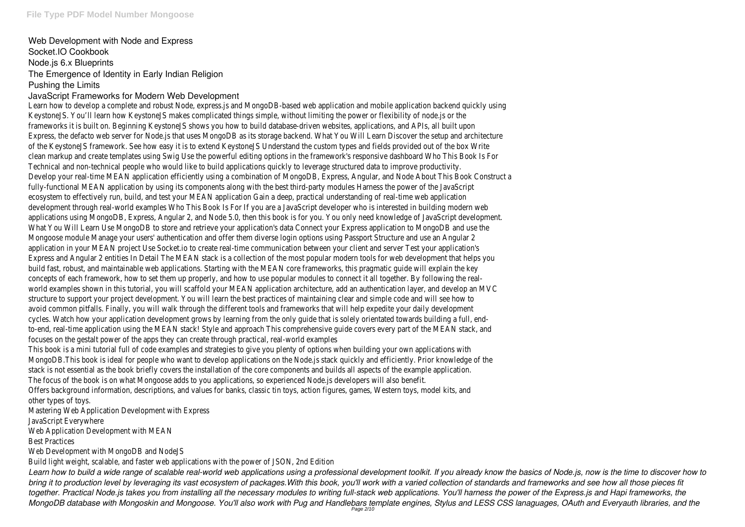Web Development with Node and Express
Socket.IO Cookbook
Node.js 6.x Blueprints
The Emergence of Identity in Early Indian Religion
Pushing the Limits
JavaScript Frameworks for Modern Web Development

Learn how to develop a complete and robust Node, express.js and MongoDB-based web application and mobile application backend quickly using KeystoneJS. You'll learn how KeystoneJS makes complicated things simple, without limiting the power or flexibility of node.js or the frameworks it is built on. Beginning KeystoneJS shows you how to build database-driven websites, applications, and APIs, all built upon Express, the defacto web server for Node.js that uses MongoDB as its storage backend. What You Will Learn Discover the setup and architecture of the KeystoneJS framework. See how easy it is to extend KeystoneJS Understand the custom types and fields provided out of the box Write clean markup and create templates using Swig Use the powerful editing options in the framework's responsive dashboard Who This Book Is For Technical and non-technical people who would like to build applications quickly to leverage structured data to improve productivity.

Develop your real-time MEAN application efficiently using a combination of MongoDB, Express, Angular, and Node About This Book Construct a fully-functional MEAN application by using its components along with the best third-party modules Harness the power of the JavaScript ecosystem to effectively run, build, and test your MEAN application Gain a deep, practical understanding of real-time web application development through real-world examples Who This Book Is For If you are a JavaScript developer who is interested in building modern web applications using MongoDB, Express, Angular 2, and Node 5.0, then this book is for you. You only need knowledge of JavaScript development. What You Will Learn Use MongoDB to store and retrieve your application's data Connect your Express application to MongoDB and use the Mongoose module Manage your users' authentication and offer them diverse login options using Passport Structure and use an Angular 2 application in your MEAN project Use Socket.io to create real-time communication between your client and server Test your application's Express and Angular 2 entities In Detail The MEAN stack is a collection of the most popular modern tools for web development that helps you build fast, robust, and maintainable web applications. Starting with the MEAN core frameworks, this pragmatic guide will explain the key concepts of each framework, how to set them up properly, and how to use popular modules to connect it all together. By following the real-world examples shown in this tutorial, you will scaffold your MEAN application architecture, add an authentication layer, and develop an MVC structure to support your project development. You will learn the best practices of maintaining clear and simple code and will see how to avoid common pitfalls. Finally, you will walk through the different tools and frameworks that will help expedite your daily development cycles. Watch how your application development grows by learning from the only guide that is solely orientated towards building a full, end-to-end, real-time application using the MEAN stack! Style and approach This comprehensive guide covers every part of the MEAN stack, and focuses on the gestalt power of the apps they can create through practical, real-world examples

This book is a mini tutorial full of code examples and strategies to give you plenty of options when building your own applications with MongoDB.This book is ideal for people who want to develop applications on the Node.js stack quickly and efficiently. Prior knowledge of the stack is not essential as the book briefly covers the installation of the core components and builds all aspects of the example application. The focus of the book is on what Mongoose adds to you applications, so experienced Node.js developers will also benefit.

Offers background information, descriptions, and values for banks, classic tin toys, action figures, games, Western toys, model kits, and other types of toys.

Mastering Web Application Development with Express
JavaScript Everywhere
Web Application Development with MEAN
Best Practices
Web Development with MongoDB and NodeJS
Build light weight, scalable, and faster web applications with the power of JSON, 2nd Edition

*Learn how to build a wide range of scalable real-world web applications using a professional development toolkit. If you already know the basics of Node.js, now is the time to discover how to bring it to production level by leveraging its vast ecosystem of packages.With this book, you'll work with a varied collection of standards and frameworks and see how all those pieces fit together. Practical Node.js takes you from installing all the necessary modules to writing full-stack web applications. You'll harness the power of the Express.js and Hapi frameworks, the MongoDB database with Mongoskin and Mongoose. You'll also work with Pug and Handlebars template engines, Stylus and LESS CSS lanaguages, OAuth and Everyauth libraries, and the*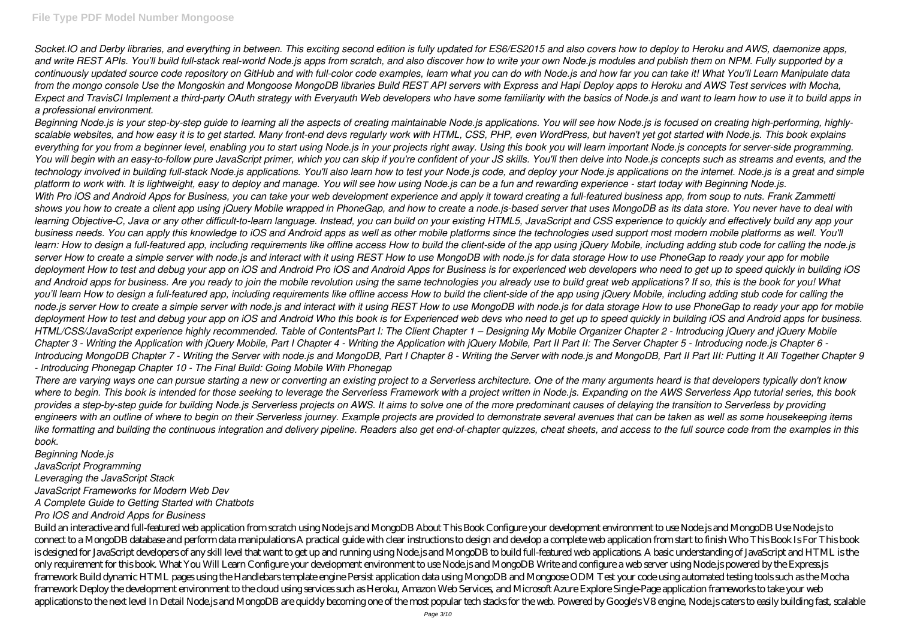*Socket.IO and Derby libraries, and everything in between. This exciting second edition is fully updated for ES6/ES2015 and also covers how to deploy to Heroku and AWS, daemonize apps, and write REST APIs. You'll build full-stack real-world Node.js apps from scratch, and also discover how to write your own Node.js modules and publish them on NPM. Fully supported by a continuously updated source code repository on GitHub and with full-color code examples, learn what you can do with Node.js and how far you can take it! What You'll Learn Manipulate data from the mongo console Use the Mongoskin and Mongoose MongoDB libraries Build REST API servers with Express and Hapi Deploy apps to Heroku and AWS Test services with Mocha, Expect and TravisCI Implement a third-party OAuth strategy with Everyauth Web developers who have some familiarity with the basics of Node.js and want to learn how to use it to build apps in a professional environment.*

*Beginning Node.js is your step-by-step guide to learning all the aspects of creating maintainable Node.js applications. You will see how Node.js is focused on creating high-performing, highly-scalable websites, and how easy it is to get started. Many front-end devs regularly work with HTML, CSS, PHP, even WordPress, but haven't yet got started with Node.js. This book explains everything for you from a beginner level, enabling you to start using Node.js in your projects right away. Using this book you will learn important Node.js concepts for server-side programming. You will begin with an easy-to-follow pure JavaScript primer, which you can skip if you're confident of your JS skills. You'll then delve into Node.js concepts such as streams and events, and the technology involved in building full-stack Node.js applications. You'll also learn how to test your Node.js code, and deploy your Node.js applications on the internet. Node.js is a great and simple platform to work with. It is lightweight, easy to deploy and manage. You will see how using Node.js can be a fun and rewarding experience - start today with Beginning Node.js.*

*With Pro iOS and Android Apps for Business, you can take your web development experience and apply it toward creating a full-featured business app, from soup to nuts. Frank Zammetti shows you how to create a client app using jQuery Mobile wrapped in PhoneGap, and how to create a node.js-based server that uses MongoDB as its data store. You never have to deal with learning Objective-C, Java or any other difficult-to-learn language. Instead, you can build on your existing HTML5, JavaScript and CSS experience to quickly and effectively build any app your business needs. You can apply this knowledge to iOS and Android apps as well as other mobile platforms since the technologies used support most modern mobile platforms as well. You'll learn: How to design a full-featured app, including requirements like offline access How to build the client-side of the app using jQuery Mobile, including adding stub code for calling the node.js server How to create a simple server with node.js and interact with it using REST How to use MongoDB with node.js for data storage How to use PhoneGap to ready your app for mobile deployment How to test and debug your app on iOS and Android Pro iOS and Android Apps for Business is for experienced web developers who need to get up to speed quickly in building iOS and Android apps for business. Are you ready to join the mobile revolution using the same technologies you already use to build great web applications? If so, this is the book for you! What you'll learn How to design a full-featured app, including requirements like offline access How to build the client-side of the app using jQuery Mobile, including adding stub code for calling the node.js server How to create a simple server with node.js and interact with it using REST How to use MongoDB with node.js for data storage How to use PhoneGap to ready your app for mobile deployment How to test and debug your app on iOS and Android Who this book is for Experienced web devs who need to get up to speed quickly in building iOS and Android apps for business. HTML/CSS/JavaScript experience highly recommended. Table of ContentsPart I: The Client Chapter 1 – Designing My Mobile Organizer Chapter 2 - Introducing jQuery and jQuery Mobile Chapter 3 - Writing the Application with jQuery Mobile, Part I Chapter 4 - Writing the Application with jQuery Mobile, Part II Part II: The Server Chapter 5 - Introducing node.js Chapter 6 - Introducing MongoDB Chapter 7 - Writing the Server with node.js and MongoDB, Part I Chapter 8 - Writing the Server with node.js and MongoDB, Part II Part III: Putting It All Together Chapter 9 - Introducing Phonegap Chapter 10 - The Final Build: Going Mobile With Phonegap*

*There are varying ways one can pursue starting a new or converting an existing project to a Serverless architecture. One of the many arguments heard is that developers typically don't know where to begin. This book is intended for those seeking to leverage the Serverless Framework with a project written in Node.js. Expanding on the AWS Serverless App tutorial series, this book provides a step-by-step guide for building Node.js Serverless projects on AWS. It aims to solve one of the more predominant causes of delaying the transition to Serverless by providing engineers with an outline of where to begin on their Serverless journey. Example projects are provided to demonstrate several avenues that can be taken as well as some housekeeping items like formatting and building the continuous integration and delivery pipeline. Readers also get end-of-chapter quizzes, cheat sheets, and access to the full source code from the examples in this book.*

*Beginning Node.js*
*JavaScript Programming*
*Leveraging the JavaScript Stack*
*JavaScript Frameworks for Modern Web Dev*
*A Complete Guide to Getting Started with Chatbots*
*Pro IOS and Android Apps for Business*

Build an interactive and full-featured web application from scratch using Node.js and MongoDB About This Book Configure your development environment to use Node.js and MongoDB Use Node.js to connect to a MongoDB database and perform data manipulations A practical guide with clear instructions to design and develop a complete web application from start to finish Who This Book Is For This book is designed for JavaScript developers of any skill level that want to get up and running using Node.js and MongoDB to build full-featured web applications. A basic understanding of JavaScript and HTML is the only requirement for this book. What You Will Learn Configure your development environment to use Node.js and MongoDB Write and configure a web server using Node.js powered by the Express.js framework Build dynamic HTML pages using the Handlebars template engine Persist application data using MongoDB and Mongoose ODM Test your code using automated testing tools such as the Mocha framework Deploy the development environment to the cloud using services such as Heroku, Amazon Web Services, and Microsoft Azure Explore Single-Page application frameworks to take your web applications to the next level In Detail Node.js and MongoDB are quickly becoming one of the most popular tech stacks for the web. Powered by Google's V8 engine, Node.js caters to easily building fast, scalable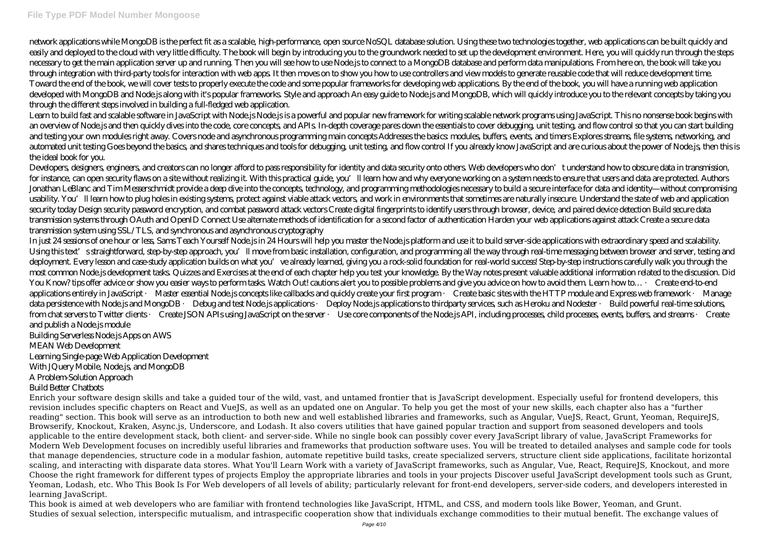network applications while MongoDB is the perfect fit as a scalable, high-performance, open source NoSQL database solution. Using these two technologies together, web applications can be built quickly and easily and deployed to the cloud with very little difficulty. The book will begin by introducing you to the groundwork needed to set up the development environment. Here, you will quickly run through the steps necessary to get the main application server up and running. Then you will see how to use Node.js to connect to a MongoDB database and perform data manipulations. From here on, the book will take you through integration with third-party tools for interaction with web apps. It then moves on to show you how to use controllers and view models to generate reusable code that will reduce development time. Toward the end of the book, we will cover tests to properly execute the code and some popular frameworks for developing web applications. By the end of the book, you will have a running web application developed with MongoDB and Node.js along with it's popular frameworks. Style and approach An easy guide to Node.js and MongoDB, which will quickly introduce you to the relevant concepts by taking you through the different steps involved in building a full-fledged web application.

Learn to build fast and scalable software in JavaScript with Node.js Node.js is a powerful and popular new framework for writing scalable network programs using JavaScript. This no nonsense book begins with an overview of Node.js and then quickly dives into the code, core concepts, and APIs. In-depth coverage pares down the essentials to cover debugging, unit testing, and flow control so that you can start building and testing your own modules right away. Covers node and asynchronous programming main concepts Addresses the basics: modules, buffers, events, and timers Explores streams, file systems, networking, and automated unit testing Goes beyond the basics, and shares techniques and tools for debugging, unit testing, and flow control If you already know JavaScript and are curious about the power of Node.js, then this is the ideal book for you.

Developers, designers, engineers, and creators can no longer afford to pass responsibility for identity and data security onto others. Web developers who don't understand how to obscure data in transmission, for instance, can open security flaws on a site without realizing it. With this practical guide, you'll learn how and why everyone working on a system needs to ensure that users and data are protected. Authors Jonathan LeBlanc and Tim Messerschmidt provide a deep dive into the concepts, technology, and programming methodologies necessary to build a secure interface for data and identity—without compromising usability. You'll learn how to plug holes in existing systems, protect against viable attack vectors, and work in environments that sometimes are naturally insecure. Understand the state of web and application security today Design security password encryption, and combat password attack vectors Create digital fingerprints to identify users through browser, device, and paired device detection Build secure data transmission systems through OAuth and OpenID Connect Use alternate methods of identification for a second factor of authentication Harden your web applications against attack Create a secure data transmission system using SSL/TLS, and synchronous and asynchronous cryptography

In just 24 sessions of one hour or less, Sams Teach Yourself Node.js in 24 Hours will help you master the Node.js platform and use it to build server-side applications with extraordinary speed and scalability. Using this text's straightforward, step-by-step approach, you'll move from basic installation, configuration, and programming all the way through real-time messaging between browser and server, testing and deployment. Every lesson and case-study application builds on what you've already learned, giving you a rock-solid foundation for real-world success! Step-by-step instructions carefully walk you through the most common Node.js development tasks. Quizzes and Exercises at the end of each chapter help you test your knowledge. By the Way notes present valuable additional information related to the discussion. Did You Know? tips offer advice or show you easier ways to perform tasks. Watch Out! cautions alert you to possible problems and give you advice on how to avoid them. Learn how to… · Create end-to-end applications entirely in JavaScript · Master essential Node.js concepts like callbacks and quickly create your first program · Create basic sites with the HTTP module and Express web framework · Manage data persistence with Node.js and MongoDB · Debug and test Node.js applications · Deploy Node.js applications to thirdparty services, such as Heroku and Nodester · Build powerful real-time solutions, from chat servers to Twitter clients · Create JSON APIs using JavaScript on the server · Use core components of the Node.js API, including processes, child processes, events, buffers, and streams · Create and publish a Node.js module

Building Serverless Node.js Apps on AWS
MEAN Web Development
Learning Single-page Web Application Development
With JQuery Mobile, Node.js, and MongoDB
A Problem-Solution Approach
Build Better Chatbots

Enrich your software design skills and take a guided tour of the wild, vast, and untamed frontier that is JavaScript development. Especially useful for frontend developers, this revision includes specific chapters on React and VueJS, as well as an updated one on Angular. To help you get the most of your new skills, each chapter also has a "further reading" section. This book will serve as an introduction to both new and well established libraries and frameworks, such as Angular, VueJS, React, Grunt, Yeoman, RequireJS, Browserify, Knockout, Kraken, Async.js, Underscore, and Lodash. It also covers utilities that have gained popular traction and support from seasoned developers and tools applicable to the entire development stack, both client- and server-side. While no single book can possibly cover every JavaScript library of value, JavaScript Frameworks for Modern Web Development focuses on incredibly useful libraries and frameworks that production software uses. You will be treated to detailed analyses and sample code for tools that manage dependencies, structure code in a modular fashion, automate repetitive build tasks, create specialized servers, structure client side applications, facilitate horizontal scaling, and interacting with disparate data stores. What You'll Learn Work with a variety of JavaScript frameworks, such as Angular, Vue, React, RequireJS, Knockout, and more Choose the right framework for different types of projects Employ the appropriate libraries and tools in your projects Discover useful JavaScript development tools such as Grunt, Yeoman, Lodash, etc. Who This Book Is For Web developers of all levels of ability; particularly relevant for front-end developers, server-side coders, and developers interested in learning JavaScript.

This book is aimed at web developers who are familiar with frontend technologies like JavaScript, HTML, and CSS, and modern tools like Bower, Yeoman, and Grunt.

Studies of sexual selection, interspecific mutualism, and intraspecific cooperation show that individuals exchange commodities to their mutual benefit. The exchange values of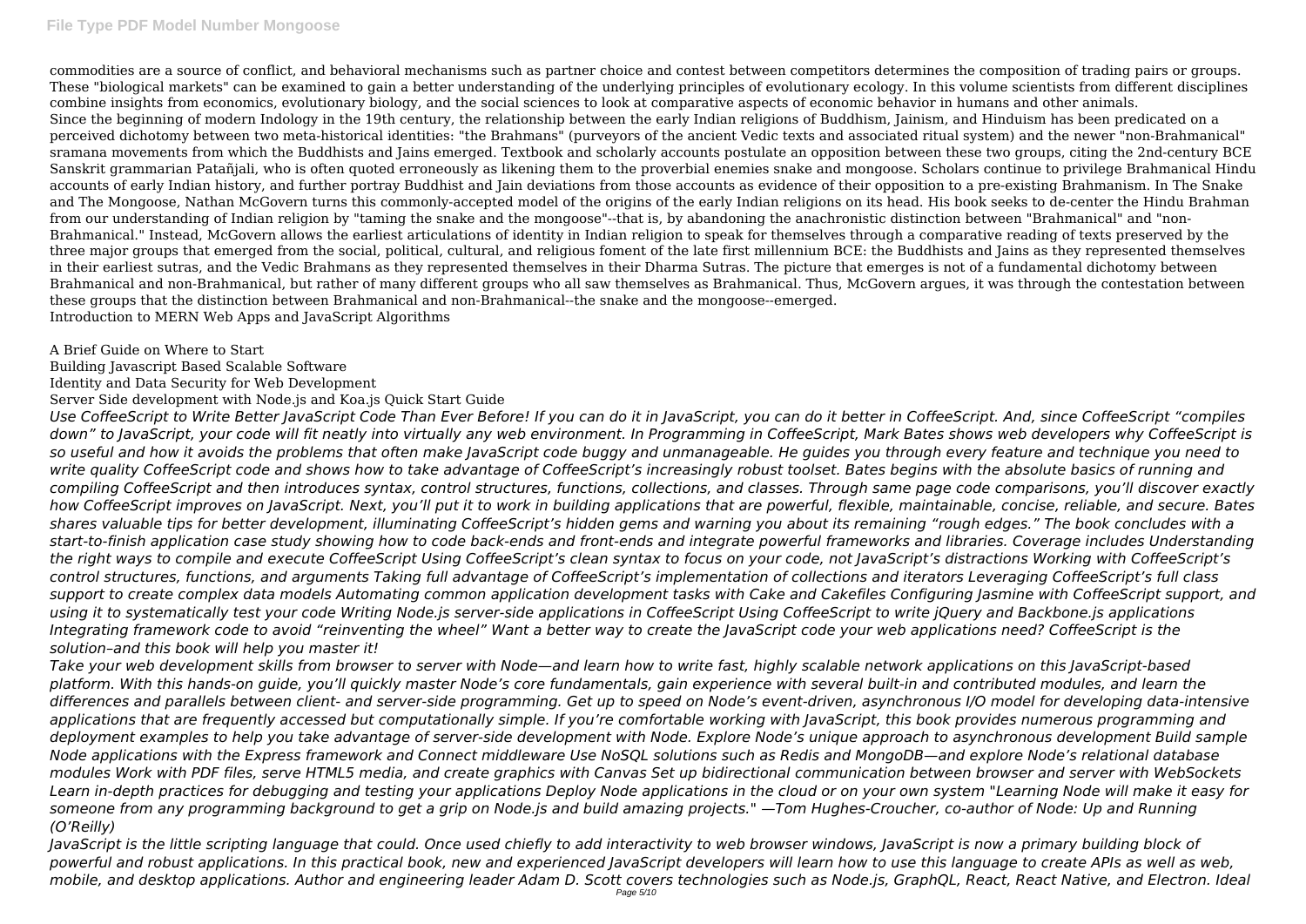commodities are a source of conflict, and behavioral mechanisms such as partner choice and contest between competitors determines the composition of trading pairs or groups. These "biological markets" can be examined to gain a better understanding of the underlying principles of evolutionary ecology. In this volume scientists from different disciplines combine insights from economics, evolutionary biology, and the social sciences to look at comparative aspects of economic behavior in humans and other animals.

Since the beginning of modern Indology in the 19th century, the relationship between the early Indian religions of Buddhism, Jainism, and Hinduism has been predicated on a perceived dichotomy between two meta-historical identities: "the Brahmans" (purveyors of the ancient Vedic texts and associated ritual system) and the newer "non-Brahmanical" sramana movements from which the Buddhists and Jains emerged. Textbook and scholarly accounts postulate an opposition between these two groups, citing the 2nd-century BCE Sanskrit grammarian Patañjali, who is often quoted erroneously as likening them to the proverbial enemies snake and mongoose. Scholars continue to privilege Brahmanical Hindu accounts of early Indian history, and further portray Buddhist and Jain deviations from those accounts as evidence of their opposition to a pre-existing Brahmanism. In The Snake and The Mongoose, Nathan McGovern turns this commonly-accepted model of the origins of the early Indian religions on its head. His book seeks to de-center the Hindu Brahman from our understanding of Indian religion by "taming the snake and the mongoose"--that is, by abandoning the anachronistic distinction between "Brahmanical" and "non-Brahmanical." Instead, McGovern allows the earliest articulations of identity in Indian religion to speak for themselves through a comparative reading of texts preserved by the three major groups that emerged from the social, political, cultural, and religious foment of the late first millennium BCE: the Buddhists and Jains as they represented themselves in their earliest sutras, and the Vedic Brahmans as they represented themselves in their Dharma Sutras. The picture that emerges is not of a fundamental dichotomy between Brahmanical and non-Brahmanical, but rather of many different groups who all saw themselves as Brahmanical. Thus, McGovern argues, it was through the contestation between these groups that the distinction between Brahmanical and non-Brahmanical--the snake and the mongoose--emerged.

Introduction to MERN Web Apps and JavaScript Algorithms

A Brief Guide on Where to Start

Building Javascript Based Scalable Software

Identity and Data Security for Web Development

Server Side development with Node.js and Koa.js Quick Start Guide

*Use CoffeeScript to Write Better JavaScript Code Than Ever Before! If you can do it in JavaScript, you can do it better in CoffeeScript. And, since CoffeeScript "compiles down" to JavaScript, your code will fit neatly into virtually any web environment. In Programming in CoffeeScript, Mark Bates shows web developers why CoffeeScript is so useful and how it avoids the problems that often make JavaScript code buggy and unmanageable. He guides you through every feature and technique you need to write quality CoffeeScript code and shows how to take advantage of CoffeeScript's increasingly robust toolset. Bates begins with the absolute basics of running and compiling CoffeeScript and then introduces syntax, control structures, functions, collections, and classes. Through same page code comparisons, you'll discover exactly how CoffeeScript improves on JavaScript. Next, you'll put it to work in building applications that are powerful, flexible, maintainable, concise, reliable, and secure. Bates shares valuable tips for better development, illuminating CoffeeScript's hidden gems and warning you about its remaining "rough edges." The book concludes with a start-to-finish application case study showing how to code back-ends and front-ends and integrate powerful frameworks and libraries. Coverage includes Understanding the right ways to compile and execute CoffeeScript Using CoffeeScript's clean syntax to focus on your code, not JavaScript's distractions Working with CoffeeScript's control structures, functions, and arguments Taking full advantage of CoffeeScript's implementation of collections and iterators Leveraging CoffeeScript's full class support to create complex data models Automating common application development tasks with Cake and Cakefiles Configuring Jasmine with CoffeeScript support, and using it to systematically test your code Writing Node.js server-side applications in CoffeeScript Using CoffeeScript to write jQuery and Backbone.js applications Integrating framework code to avoid "reinventing the wheel" Want a better way to create the JavaScript code your web applications need? CoffeeScript is the solution–and this book will help you master it!*

*Take your web development skills from browser to server with Node—and learn how to write fast, highly scalable network applications on this JavaScript-based platform. With this hands-on guide, you'll quickly master Node's core fundamentals, gain experience with several built-in and contributed modules, and learn the differences and parallels between client- and server-side programming. Get up to speed on Node's event-driven, asynchronous I/O model for developing data-intensive applications that are frequently accessed but computationally simple. If you're comfortable working with JavaScript, this book provides numerous programming and deployment examples to help you take advantage of server-side development with Node. Explore Node's unique approach to asynchronous development Build sample Node applications with the Express framework and Connect middleware Use NoSQL solutions such as Redis and MongoDB—and explore Node's relational database modules Work with PDF files, serve HTML5 media, and create graphics with Canvas Set up bidirectional communication between browser and server with WebSockets Learn in-depth practices for debugging and testing your applications Deploy Node applications in the cloud or on your own system "Learning Node will make it easy for someone from any programming background to get a grip on Node.js and build amazing projects." —Tom Hughes-Croucher, co-author of Node: Up and Running (O'Reilly)*

*JavaScript is the little scripting language that could. Once used chiefly to add interactivity to web browser windows, JavaScript is now a primary building block of powerful and robust applications. In this practical book, new and experienced JavaScript developers will learn how to use this language to create APIs as well as web, mobile, and desktop applications. Author and engineering leader Adam D. Scott covers technologies such as Node.js, GraphQL, React, React Native, and Electron. Ideal*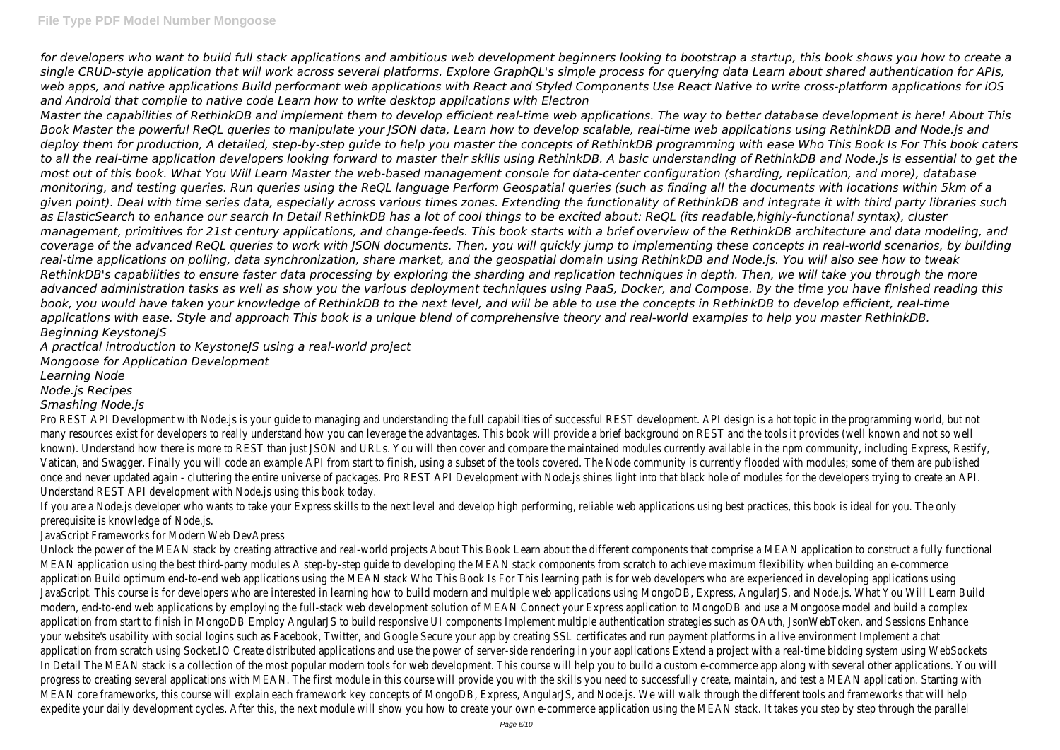*for developers who want to build full stack applications and ambitious web development beginners looking to bootstrap a startup, this book shows you how to create a single CRUD-style application that will work across several platforms. Explore GraphQL's simple process for querying data Learn about shared authentication for APIs, web apps, and native applications Build performant web applications with React and Styled Components Use React Native to write cross-platform applications for iOS and Android that compile to native code Learn how to write desktop applications with Electron*

*Master the capabilities of RethinkDB and implement them to develop efficient real-time web applications. The way to better database development is here! About This Book Master the powerful ReQL queries to manipulate your JSON data, Learn how to develop scalable, real-time web applications using RethinkDB and Node.js and deploy them for production, A detailed, step-by-step guide to help you master the concepts of RethinkDB programming with ease Who This Book Is For This book caters to all the real-time application developers looking forward to master their skills using RethinkDB. A basic understanding of RethinkDB and Node.js is essential to get the most out of this book. What You Will Learn Master the web-based management console for data-center configuration (sharding, replication, and more), database monitoring, and testing queries. Run queries using the ReQL language Perform Geospatial queries (such as finding all the documents with locations within 5km of a given point). Deal with time series data, especially across various times zones. Extending the functionality of RethinkDB and integrate it with third party libraries such as ElasticSearch to enhance our search In Detail RethinkDB has a lot of cool things to be excited about: ReQL (its readable,highly-functional syntax), cluster management, primitives for 21st century applications, and change-feeds. This book starts with a brief overview of the RethinkDB architecture and data modeling, and coverage of the advanced ReQL queries to work with JSON documents. Then, you will quickly jump to implementing these concepts in real-world scenarios, by building real-time applications on polling, data synchronization, share market, and the geospatial domain using RethinkDB and Node.js. You will also see how to tweak RethinkDB's capabilities to ensure faster data processing by exploring the sharding and replication techniques in depth. Then, we will take you through the more advanced administration tasks as well as show you the various deployment techniques using PaaS, Docker, and Compose. By the time you have finished reading this book, you would have taken your knowledge of RethinkDB to the next level, and will be able to use the concepts in RethinkDB to develop efficient, real-time applications with ease. Style and approach This book is a unique blend of comprehensive theory and real-world examples to help you master RethinkDB.*

*Beginning KeystoneJS*

*A practical introduction to KeystoneJS using a real-world project*

*Mongoose for Application Development*

*Learning Node*

*Node.js Recipes*

*Smashing Node.js*

Pro REST API Development with Node.js is your guide to managing and understanding the full capabilities of successful REST development. API design is a hot topic in the programming world, but not many resources exist for developers to really understand how you can leverage the advantages. This book will provide a brief background on REST and the tools it provides (well known and not so well known). Understand how there is more to REST than just JSON and URLs. You will then cover and compare the maintained modules currently available in the npm community, including Express, Restify, Vatican, and Swagger. Finally you will code an example API from start to finish, using a subset of the tools covered. The Node community is currently flooded with modules; some of them are published once and never updated again - cluttering the entire universe of packages. Pro REST API Development with Node.js shines light into that black hole of modules for the developers trying to create an API. Understand REST API development with Node.js using this book today.

If you are a Node.js developer who wants to take your Express skills to the next level and develop high performing, reliable web applications using best practices, this book is ideal for you. The only prerequisite is knowledge of Node.js.

JavaScript Frameworks for Modern Web DevApress

Unlock the power of the MEAN stack by creating attractive and real-world projects About This Book Learn about the different components that comprise a MEAN application to construct a fully functional MEAN application using the best third-party modules A step-by-step guide to developing the MEAN stack components from scratch to achieve maximum flexibility when building an e-commerce application Build optimum end-to-end web applications using the MEAN stack Who This Book Is For This learning path is for web developers who are experienced in developing applications using JavaScript. This course is for developers who are interested in learning how to build modern and multiple web applications using MongoDB, Express, AngularJS, and Node.js. What You Will Learn Build modern, end-to-end web applications by employing the full-stack web development solution of MEAN Connect your Express application to MongoDB and use a Mongoose model and build a complex application from start to finish in MongoDB Employ AngularJS to build responsive UI components Implement multiple authentication strategies such as OAuth, JsonWebToken, and Sessions Enhance your website's usability with social logins such as Facebook, Twitter, and Google Secure your app by creating SSL certificates and run payment platforms in a live environment Implement a chat application from scratch using Socket.IO Create distributed applications and use the power of server-side rendering in your applications Extend a project with a real-time bidding system using WebSockets In Detail The MEAN stack is a collection of the most popular modern tools for web development. This course will help you to build a custom e-commerce app along with several other applications. You will progress to creating several applications with MEAN. The first module in this course will provide you with the skills you need to successfully create, maintain, and test a MEAN application. Starting with MEAN core frameworks, this course will explain each framework key concepts of MongoDB, Express, AngularJS, and Node.js. We will walk through the different tools and frameworks that will help expedite your daily development cycles. After this, the next module will show you how to create your own e-commerce application using the MEAN stack. It takes you step by step through the parallel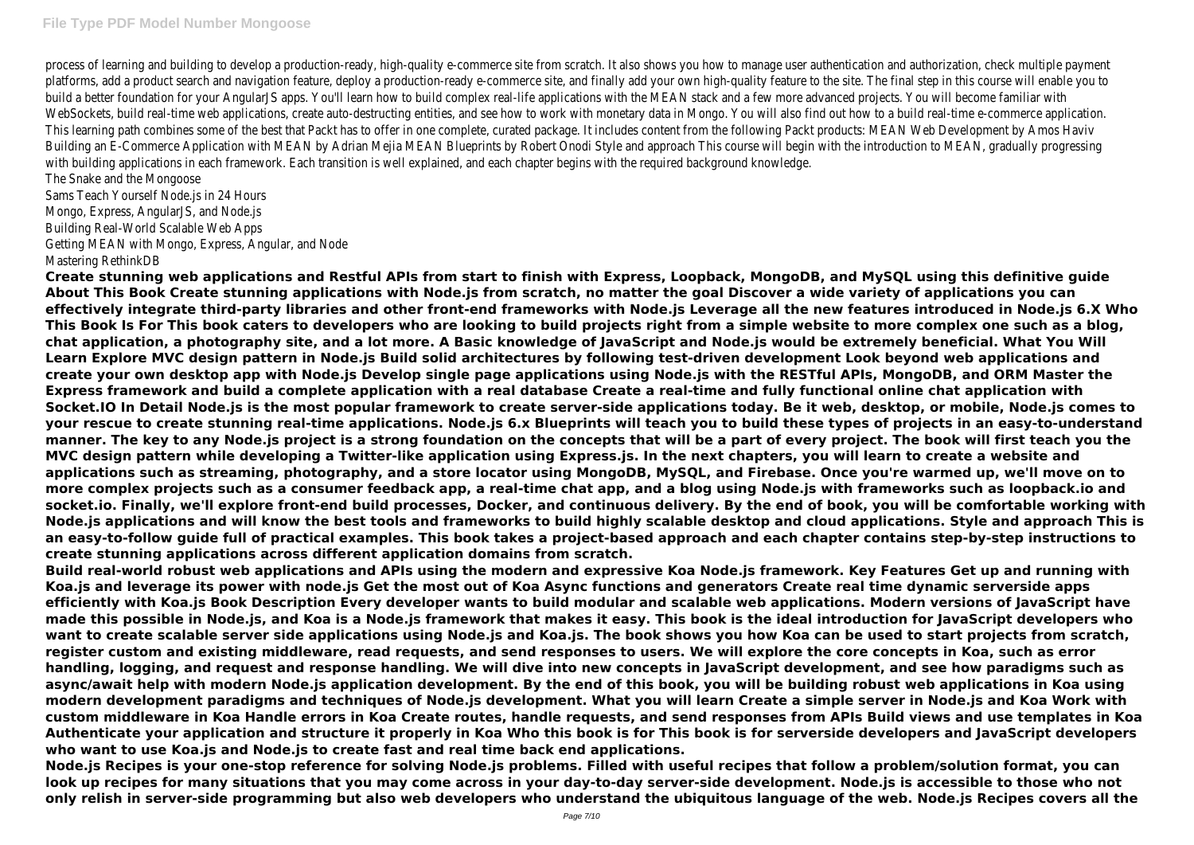process of learning and building to develop a production-ready, high-quality e-commerce site from scratch. It also shows you how to manage user authentication and authorization, check multiple payment platforms, add a product search and navigation feature, deploy a production-ready e-commerce site, and finally add your own high-quality feature to the site. The final step in this course will enable you to build a better foundation for your AngularJS apps. You'll learn how to build complex real-life applications with the MEAN stack and a few more advanced projects. You will become familiar with WebSockets, build real-time web applications, create auto-destructing entities, and see how to work with monetary data in Mongo. You will also find out how to a build real-time e-commerce application. This learning path combines some of the best that Packt has to offer in one complete, curated package. It includes content from the following Packt products: MEAN Web Development by Amos Haviv Building an E-Commerce Application with MEAN by Adrian Mejia MEAN Blueprints by Robert Onodi Style and approach This course will begin with the introduction to MEAN, gradually progressing with building applications in each framework. Each transition is well explained, and each chapter begins with the required background knowledge.

The Snake and the Mongoose

Sams Teach Yourself Node.js in 24 Hours

Mongo, Express, AngularJS, and Node.js

Building Real-World Scalable Web Apps

Getting MEAN with Mongo, Express, Angular, and Node

Mastering RethinkDB

**Create stunning web applications and Restful APIs from start to finish with Express, Loopback, MongoDB, and MySQL using this definitive guide About This Book Create stunning applications with Node.js from scratch, no matter the goal Discover a wide variety of applications you can effectively integrate third-party libraries and other front-end frameworks with Node.js Leverage all the new features introduced in Node.js 6.X Who This Book Is For This book caters to developers who are looking to build projects right from a simple website to more complex one such as a blog, chat application, a photography site, and a lot more. A Basic knowledge of JavaScript and Node.js would be extremely beneficial. What You Will Learn Explore MVC design pattern in Node.js Build solid architectures by following test-driven development Look beyond web applications and create your own desktop app with Node.js Develop single page applications using Node.js with the RESTful APIs, MongoDB, and ORM Master the Express framework and build a complete application with a real database Create a real-time and fully functional online chat application with Socket.IO In Detail Node.js is the most popular framework to create server-side applications today. Be it web, desktop, or mobile, Node.js comes to your rescue to create stunning real-time applications. Node.js 6.x Blueprints will teach you to build these types of projects in an easy-to-understand manner. The key to any Node.js project is a strong foundation on the concepts that will be a part of every project. The book will first teach you the MVC design pattern while developing a Twitter-like application using Express.js. In the next chapters, you will learn to create a website and applications such as streaming, photography, and a store locator using MongoDB, MySQL, and Firebase. Once you're warmed up, we'll move on to more complex projects such as a consumer feedback app, a real-time chat app, and a blog using Node.js with frameworks such as loopback.io and socket.io. Finally, we'll explore front-end build processes, Docker, and continuous delivery. By the end of book, you will be comfortable working with Node.js applications and will know the best tools and frameworks to build highly scalable desktop and cloud applications. Style and approach This is an easy-to-follow guide full of practical examples. This book takes a project-based approach and each chapter contains step-by-step instructions to create stunning applications across different application domains from scratch.**

**Build real-world robust web applications and APIs using the modern and expressive Koa Node.js framework. Key Features Get up and running with Koa.js and leverage its power with node.js Get the most out of Koa Async functions and generators Create real time dynamic serverside apps efficiently with Koa.js Book Description Every developer wants to build modular and scalable web applications. Modern versions of JavaScript have made this possible in Node.js, and Koa is a Node.js framework that makes it easy. This book is the ideal introduction for JavaScript developers who want to create scalable server side applications using Node.js and Koa.js. The book shows you how Koa can be used to start projects from scratch, register custom and existing middleware, read requests, and send responses to users. We will explore the core concepts in Koa, such as error handling, logging, and request and response handling. We will dive into new concepts in JavaScript development, and see how paradigms such as async/await help with modern Node.js application development. By the end of this book, you will be building robust web applications in Koa using modern development paradigms and techniques of Node.js development. What you will learn Create a simple server in Node.js and Koa Work with custom middleware in Koa Handle errors in Koa Create routes, handle requests, and send responses from APIs Build views and use templates in Koa Authenticate your application and structure it properly in Koa Who this book is for This book is for serverside developers and JavaScript developers who want to use Koa.js and Node.js to create fast and real time back end applications.**

**Node.js Recipes is your one-stop reference for solving Node.js problems. Filled with useful recipes that follow a problem/solution format, you can look up recipes for many situations that you may come across in your day-to-day server-side development. Node.js is accessible to those who not only relish in server-side programming but also web developers who understand the ubiquitous language of the web. Node.js Recipes covers all the**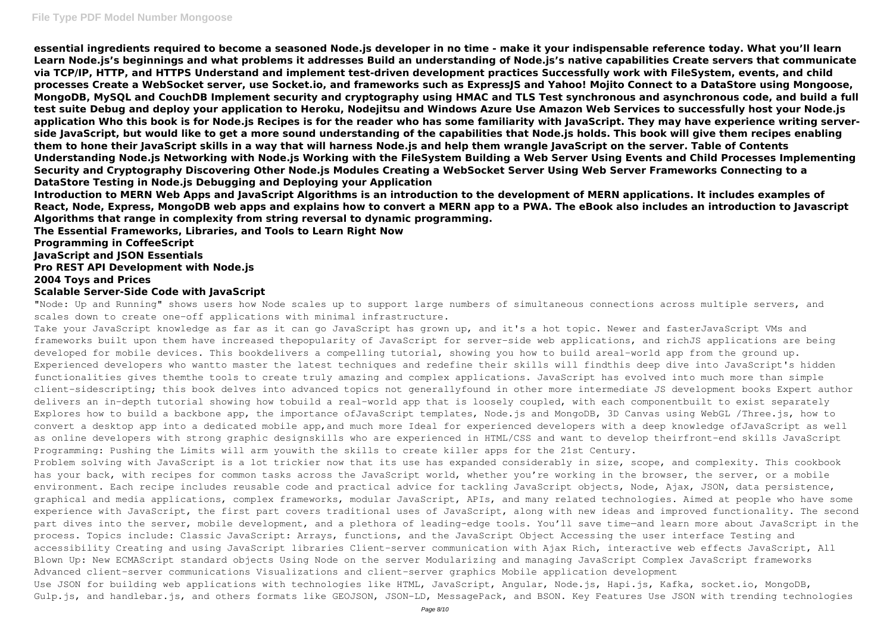**essential ingredients required to become a seasoned Node.js developer in no time - make it your indispensable reference today. What you'll learn Learn Node.js's beginnings and what problems it addresses Build an understanding of Node.js's native capabilities Create servers that communicate via TCP/IP, HTTP, and HTTPS Understand and implement test-driven development practices Successfully work with FileSystem, events, and child processes Create a WebSocket server, use Socket.io, and frameworks such as ExpressJS and Yahoo! Mojito Connect to a DataStore using Mongoose, MongoDB, MySQL and CouchDB Implement security and cryptography using HMAC and TLS Test synchronous and asynchronous code, and build a full test suite Debug and deploy your application to Heroku, Nodejitsu and Windows Azure Use Amazon Web Services to successfully host your Node.js application Who this book is for Node.js Recipes is for the reader who has some familiarity with JavaScript. They may have experience writing server-side JavaScript, but would like to get a more sound understanding of the capabilities that Node.js holds. This book will give them recipes enabling them to hone their JavaScript skills in a way that will harness Node.js and help them wrangle JavaScript on the server. Table of Contents Understanding Node.js Networking with Node.js Working with the FileSystem Building a Web Server Using Events and Child Processes Implementing Security and Cryptography Discovering Other Node.js Modules Creating a WebSocket Server Using Web Server Frameworks Connecting to a DataStore Testing in Node.js Debugging and Deploying your Application**

**Introduction to MERN Web Apps and JavaScript Algorithms is an introduction to the development of MERN applications. It includes examples of React, Node, Express, MongoDB web apps and explains how to convert a MERN app to a PWA. The eBook also includes an introduction to Javascript Algorithms that range in complexity from string reversal to dynamic programming.**

**The Essential Frameworks, Libraries, and Tools to Learn Right Now**

**Programming in CoffeeScript**

**JavaScript and JSON Essentials**

**Pro REST API Development with Node.js**

**2004 Toys and Prices**

**Scalable Server-Side Code with JavaScript**

"Node: Up and Running" shows users how Node scales up to support large numbers of simultaneous connections across multiple servers, and scales down to create one-off applications with minimal infrastructure.

Take your JavaScript knowledge as far as it can go JavaScript has grown up, and it's a hot topic. Newer and fasterJavaScript VMs and frameworks built upon them have increased thepopularity of JavaScript for server-side web applications, and richJS applications are being developed for mobile devices. This bookdelivers a compelling tutorial, showing you how to build areal-world app from the ground up. Experienced developers who wantto master the latest techniques and redefine their skills will findthis deep dive into JavaScript's hidden functionalities gives themthe tools to create truly amazing and complex applications. JavaScript has evolved into much more than simple client-sidescripting; this book delves into advanced topics not generallyfound in other more intermediate JS development books Expert author delivers an in-depth tutorial showing how tobuild a real-world app that is loosely coupled, with each componentbuilt to exist separately Explores how to build a backbone app, the importance ofJavaScript templates, Node.js and MongoDB, 3D Canvas using WebGL /Three.js, how to convert a desktop app into a dedicated mobile app,and much more Ideal for experienced developers with a deep knowledge ofJavaScript as well as online developers with strong graphic designskills who are experienced in HTML/CSS and want to develop theirfront-end skills JavaScript Programming: Pushing the Limits will arm youwith the skills to create killer apps for the 21st Century.

Problem solving with JavaScript is a lot trickier now that its use has expanded considerably in size, scope, and complexity. This cookbook has your back, with recipes for common tasks across the JavaScript world, whether you're working in the browser, the server, or a mobile environment. Each recipe includes reusable code and practical advice for tackling JavaScript objects, Node, Ajax, JSON, data persistence, graphical and media applications, complex frameworks, modular JavaScript, APIs, and many related technologies. Aimed at people who have some experience with JavaScript, the first part covers traditional uses of JavaScript, along with new ideas and improved functionality. The second part dives into the server, mobile development, and a plethora of leading-edge tools. You'll save time—and learn more about JavaScript in the process. Topics include: Classic JavaScript: Arrays, functions, and the JavaScript Object Accessing the user interface Testing and accessibility Creating and using JavaScript libraries Client-server communication with Ajax Rich, interactive web effects JavaScript, All Blown Up: New ECMAScript standard objects Using Node on the server Modularizing and managing JavaScript Complex JavaScript frameworks Advanced client-server communications Visualizations and client-server graphics Mobile application development

Use JSON for building web applications with technologies like HTML, JavaScript, Angular, Node.js, Hapi.js, Kafka, socket.io, MongoDB, Gulp.js, and handlebar.js, and others formats like GEOJSON, JSON-LD, MessagePack, and BSON. Key Features Use JSON with trending technologies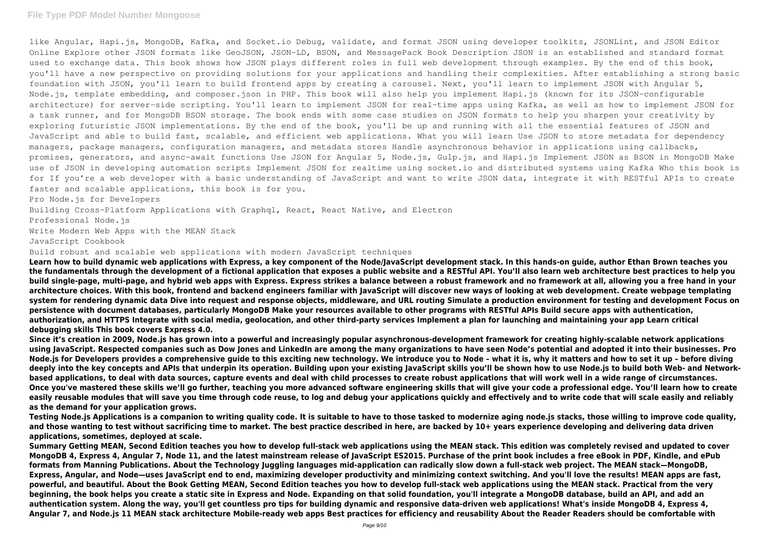like Angular, Hapi.js, MongoDB, Kafka, and Socket.io Debug, validate, and format JSON using developer toolkits, JSONLint, and JSON Editor Online Explore other JSON formats like GeoJSON, JSON-LD, BSON, and MessagePack Book Description JSON is an established and standard format used to exchange data. This book shows how JSON plays different roles in full web development through examples. By the end of this book, you'll have a new perspective on providing solutions for your applications and handling their complexities. After establishing a strong basic foundation with JSON, you'll learn to build frontend apps by creating a carousel. Next, you'll learn to implement JSON with Angular 5, Node.js, template embedding, and composer.json in PHP. This book will also help you implement Hapi.js (known for its JSON-configurable architecture) for server-side scripting. You'll learn to implement JSON for real-time apps using Kafka, as well as how to implement JSON for a task runner, and for MongoDB BSON storage. The book ends with some case studies on JSON formats to help you sharpen your creativity by exploring futuristic JSON implementations. By the end of the book, you'll be up and running with all the essential features of JSON and JavaScript and able to build fast, scalable, and efficient web applications. What you will learn Use JSON to store metadata for dependency managers, package managers, configuration managers, and metadata stores Handle asynchronous behavior in applications using callbacks, promises, generators, and async-await functions Use JSON for Angular 5, Node.js, Gulp.js, and Hapi.js Implement JSON as BSON in MongoDB Make use of JSON in developing automation scripts Implement JSON for realtime using socket.io and distributed systems using Kafka Who this book is for If you're a web developer with a basic understanding of JavaScript and want to write JSON data, integrate it with RESTful APIs to create faster and scalable applications, this book is for you.

Pro Node.js for Developers

Building Cross-Platform Applications with Graphql, React, React Native, and Electron

Professional Node.js

Write Modern Web Apps with the MEAN Stack

JavaScript Cookbook

Build robust and scalable web applications with modern JavaScript techniques

**Learn how to build dynamic web applications with Express, a key component of the Node/JavaScript development stack. In this hands-on guide, author Ethan Brown teaches you the fundamentals through the development of a fictional application that exposes a public website and a RESTful API. You'll also learn web architecture best practices to help you build single-page, multi-page, and hybrid web apps with Express. Express strikes a balance between a robust framework and no framework at all, allowing you a free hand in your architecture choices. With this book, frontend and backend engineers familiar with JavaScript will discover new ways of looking at web development. Create webpage templating system for rendering dynamic data Dive into request and response objects, middleware, and URL routing Simulate a production environment for testing and development Focus on persistence with document databases, particularly MongoDB Make your resources available to other programs with RESTful APIs Build secure apps with authentication, authorization, and HTTPS Integrate with social media, geolocation, and other third-party services Implement a plan for launching and maintaining your app Learn critical debugging skills This book covers Express 4.0.**

**Since it's creation in 2009, Node.js has grown into a powerful and increasingly popular asynchronous-development framework for creating highly-scalable network applications using JavaScript. Respected companies such as Dow Jones and LinkedIn are among the many organizations to have seen Node's potential and adopted it into their businesses. Pro Node.js for Developers provides a comprehensive guide to this exciting new technology. We introduce you to Node – what it is, why it matters and how to set it up – before diving deeply into the key concepts and APIs that underpin its operation. Building upon your existing JavaScript skills you'll be shown how to use Node.js to build both Web- and Network-based applications, to deal with data sources, capture events and deal with child processes to create robust applications that will work well in a wide range of circumstances. Once you've mastered these skills we'll go further, teaching you more advanced software engineering skills that will give your code a professional edge. You'll learn how to create easily reusable modules that will save you time through code reuse, to log and debug your applications quickly and effectively and to write code that will scale easily and reliably as the demand for your application grows.**

**Testing Node.js Applications is a companion to writing quality code. It is suitable to have to those tasked to modernize aging node.js stacks, those willing to improve code quality, and those wanting to test without sacrificing time to market. The best practice described in here, are backed by 10+ years experience developing and delivering data driven applications, sometimes, deployed at scale.**

**Summary Getting MEAN, Second Edition teaches you how to develop full-stack web applications using the MEAN stack. This edition was completely revised and updated to cover MongoDB 4, Express 4, Angular 7, Node 11, and the latest mainstream release of JavaScript ES2015. Purchase of the print book includes a free eBook in PDF, Kindle, and ePub formats from Manning Publications. About the Technology Juggling languages mid-application can radically slow down a full-stack web project. The MEAN stack—MongoDB, Express, Angular, and Node—uses JavaScript end to end, maximizing developer productivity and minimizing context switching. And you'll love the results! MEAN apps are fast, powerful, and beautiful. About the Book Getting MEAN, Second Edition teaches you how to develop full-stack web applications using the MEAN stack. Practical from the very beginning, the book helps you create a static site in Express and Node. Expanding on that solid foundation, you'll integrate a MongoDB database, build an API, and add an authentication system. Along the way, you'll get countless pro tips for building dynamic and responsive data-driven web applications! What's inside MongoDB 4, Express 4, Angular 7, and Node.js 11 MEAN stack architecture Mobile-ready web apps Best practices for efficiency and reusability About the Reader Readers should be comfortable with**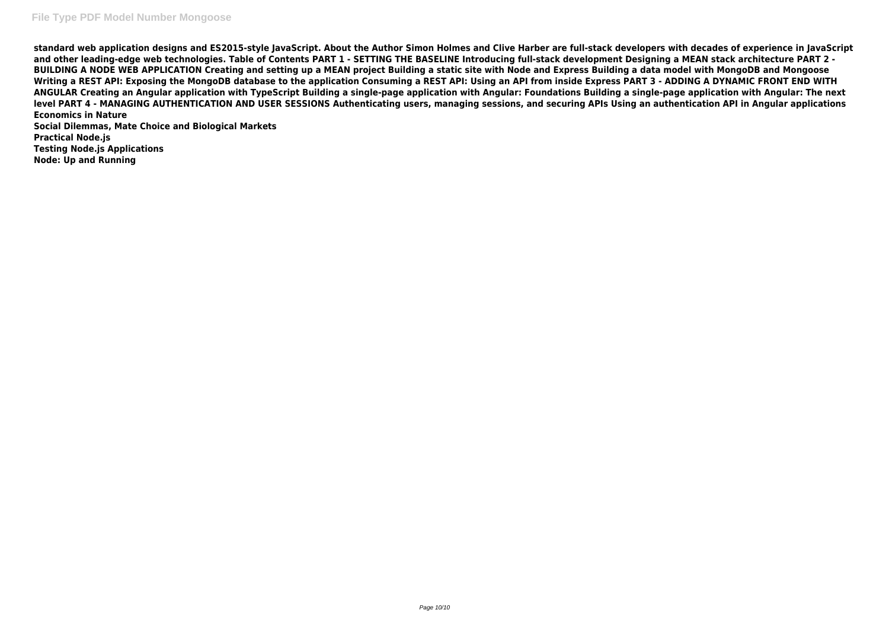**standard web application designs and ES2015-style JavaScript. About the Author Simon Holmes and Clive Harber are full-stack developers with decades of experience in JavaScript and other leading-edge web technologies. Table of Contents PART 1 - SETTING THE BASELINE Introducing full-stack development Designing a MEAN stack architecture PART 2 - BUILDING A NODE WEB APPLICATION Creating and setting up a MEAN project Building a static site with Node and Express Building a data model with MongoDB and Mongoose Writing a REST API: Exposing the MongoDB database to the application Consuming a REST API: Using an API from inside Express PART 3 - ADDING A DYNAMIC FRONT END WITH ANGULAR Creating an Angular application with TypeScript Building a single-page application with Angular: Foundations Building a single-page application with Angular: The next level PART 4 - MANAGING AUTHENTICATION AND USER SESSIONS Authenticating users, managing sessions, and securing APIs Using an authentication API in Angular applications**

**Economics in Nature**

**Social Dilemmas, Mate Choice and Biological Markets**

**Practical Node.js**

**Testing Node.js Applications**

**Node: Up and Running**